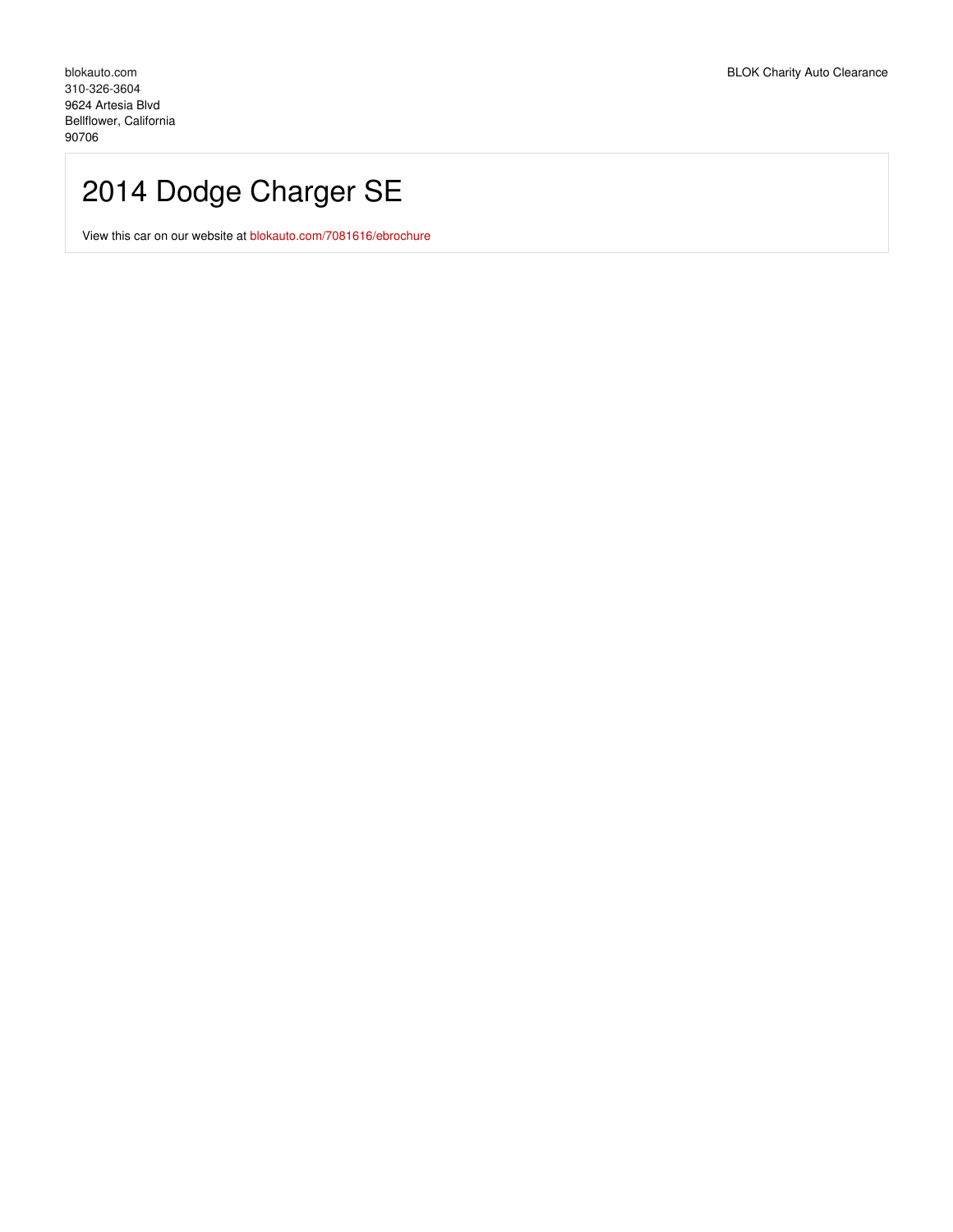blokauto.com
310-326-3604
9624 Artesia Blvd
Bellflower, California
90706

BLOK Charity Auto Clearance

# 2014 Dodge Charger SE

View this car on our website at blokauto.com/7081616/ebrochure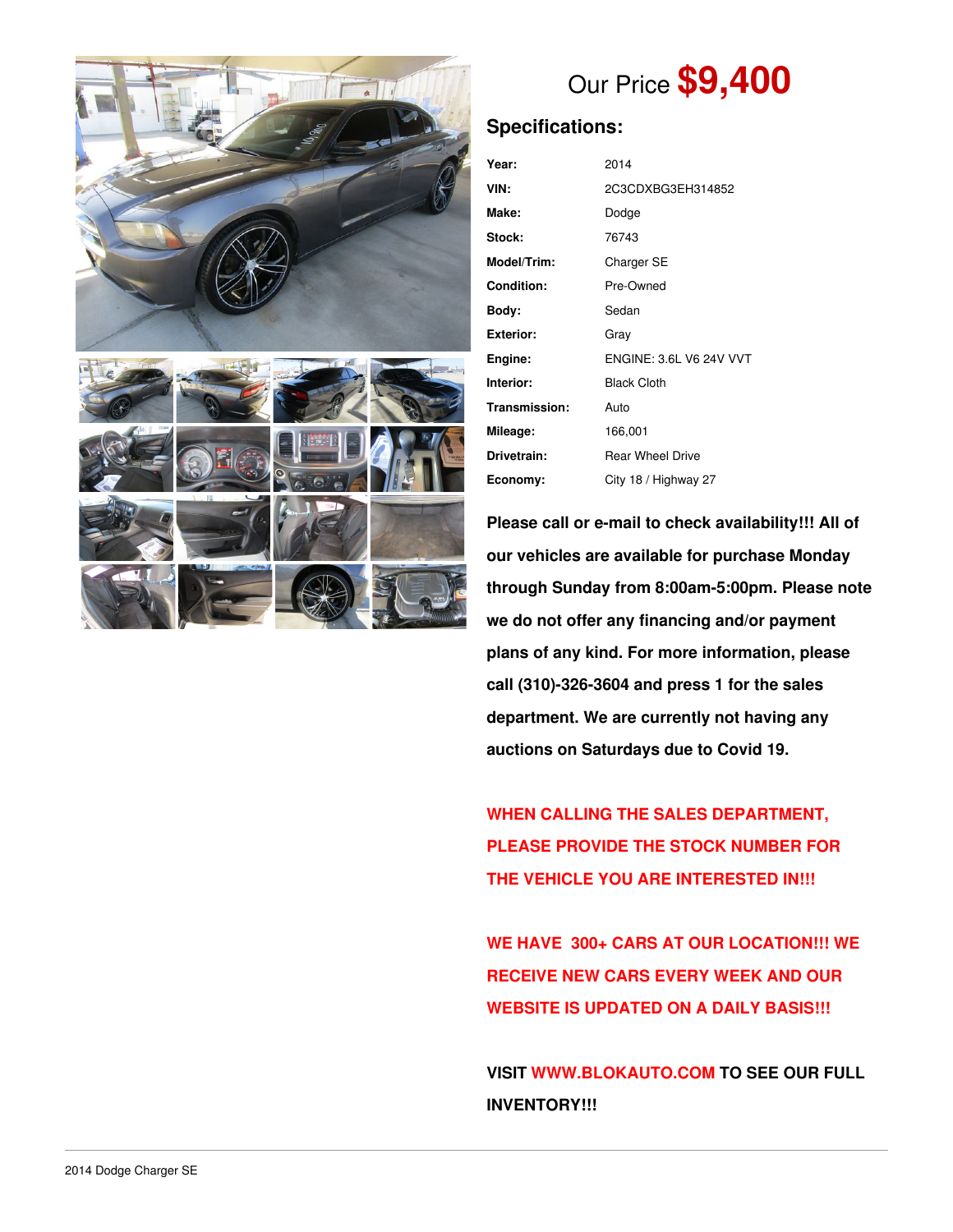# Our Price **$9,400**

## Specifications:

| | |
|---|---|
| **Year:** | 2014 |
| **VIN:** | 2C3CDXBG3EH314852 |
| **Make:** | Dodge |
| **Stock:** | 76743 |
| **Model/Trim:** | Charger SE |
| **Condition:** | Pre-Owned |
| **Body:** | Sedan |
| **Exterior:** | Gray |
| **Engine:** | ENGINE: 3.6L V6 24V VVT |
| **Interior:** | Black Cloth |
| **Transmission:** | Auto |
| **Mileage:** | 166,001 |
| **Drivetrain:** | Rear Wheel Drive |
| **Economy:** | City 18 / Highway 27 |

**Please call or e-mail to check availability!!! All of our vehicles are available for purchase Monday through Sunday from 8:00am-5:00pm. Please note we do not offer any financing and/or payment plans of any kind. For more information, please call (310)-326-3604 and press 1 for the sales department. We are currently not having any auctions on Saturdays due to Covid 19.**

**WHEN CALLING THE SALES DEPARTMENT, PLEASE PROVIDE THE STOCK NUMBER FOR THE VEHICLE YOU ARE INTERESTED IN!!!**

**WE HAVE 300+ CARS AT OUR LOCATION!!! WE RECEIVE NEW CARS EVERY WEEK AND OUR WEBSITE IS UPDATED ON A DAILY BASIS!!!**

**VISIT WWW.BLOKAUTO.COM TO SEE OUR FULL INVENTORY!!!**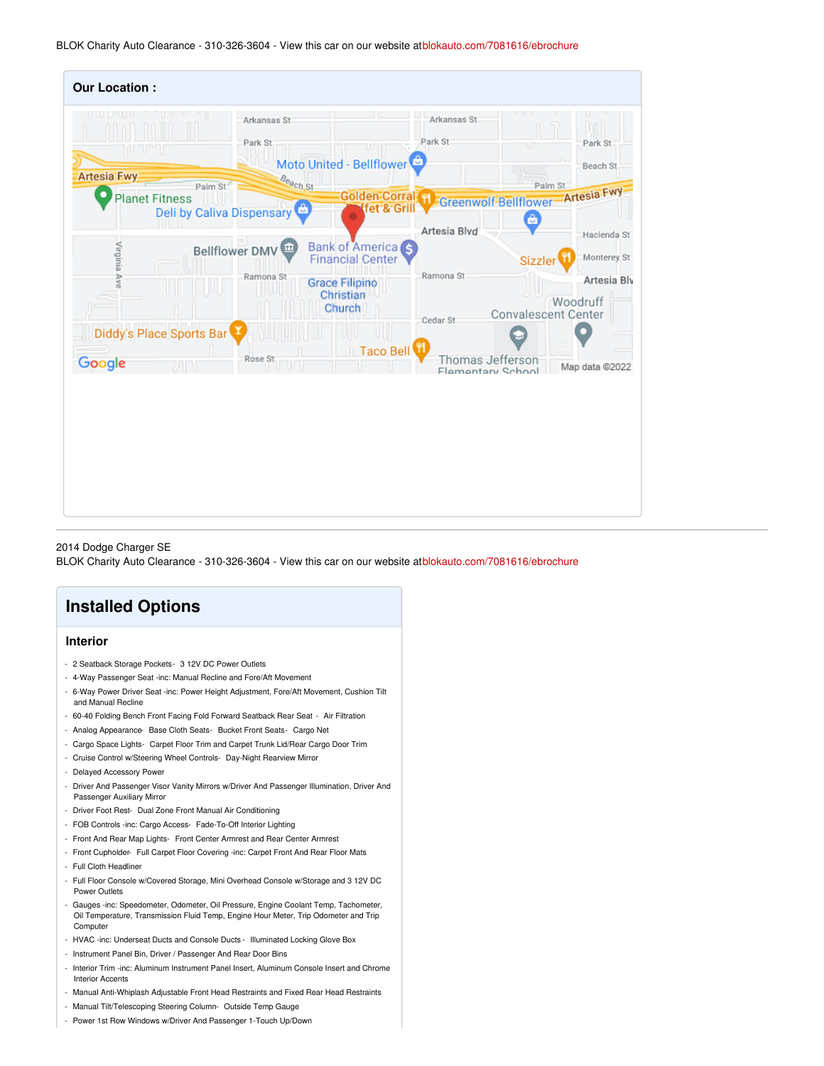BLOK Charity Auto Clearance - 310-326-3604 - View this car on our website at blokauto.com/7081616/ebrochure

**Our Location :**

2014 Dodge Charger SE

BLOK Charity Auto Clearance - 310-326-3604 - View this car on our website at blokauto.com/7081616/ebrochure

## Installed Options

### Interior

- 2 Seatback Storage Pockets- 3 12V DC Power Outlets
- 4-Way Passenger Seat -inc: Manual Recline and Fore/Aft Movement
- 6-Way Power Driver Seat -inc: Power Height Adjustment, Fore/Aft Movement, Cushion Tilt and Manual Recline
- 60-40 Folding Bench Front Facing Fold Forward Seatback Rear Seat - Air Filtration
- Analog Appearance- Base Cloth Seats- Bucket Front Seats- Cargo Net
- Cargo Space Lights- Carpet Floor Trim and Carpet Trunk Lid/Rear Cargo Door Trim
- Cruise Control w/Steering Wheel Controls- Day-Night Rearview Mirror
- Delayed Accessory Power
- Driver And Passenger Visor Vanity Mirrors w/Driver And Passenger Illumination, Driver And Passenger Auxiliary Mirror
- Driver Foot Rest- Dual Zone Front Manual Air Conditioning
- FOB Controls -inc: Cargo Access- Fade-To-Off Interior Lighting
- Front And Rear Map Lights- Front Center Armrest and Rear Center Armrest
- Front Cupholder- Full Carpet Floor Covering -inc: Carpet Front And Rear Floor Mats
- Full Cloth Headliner
- Full Floor Console w/Covered Storage, Mini Overhead Console w/Storage and 3 12V DC Power Outlets
- Gauges -inc: Speedometer, Odometer, Oil Pressure, Engine Coolant Temp, Tachometer, Oil Temperature, Transmission Fluid Temp, Engine Hour Meter, Trip Odometer and Trip Computer
- HVAC -inc: Underseat Ducts and Console Ducts - Illuminated Locking Glove Box
- Instrument Panel Bin, Driver / Passenger And Rear Door Bins
- Interior Trim -inc: Aluminum Instrument Panel Insert, Aluminum Console Insert and Chrome Interior Accents
- Manual Anti-Whiplash Adjustable Front Head Restraints and Fixed Rear Head Restraints
- Manual Tilt/Telescoping Steering Column- Outside Temp Gauge
- Power 1st Row Windows w/Driver And Passenger 1-Touch Up/Down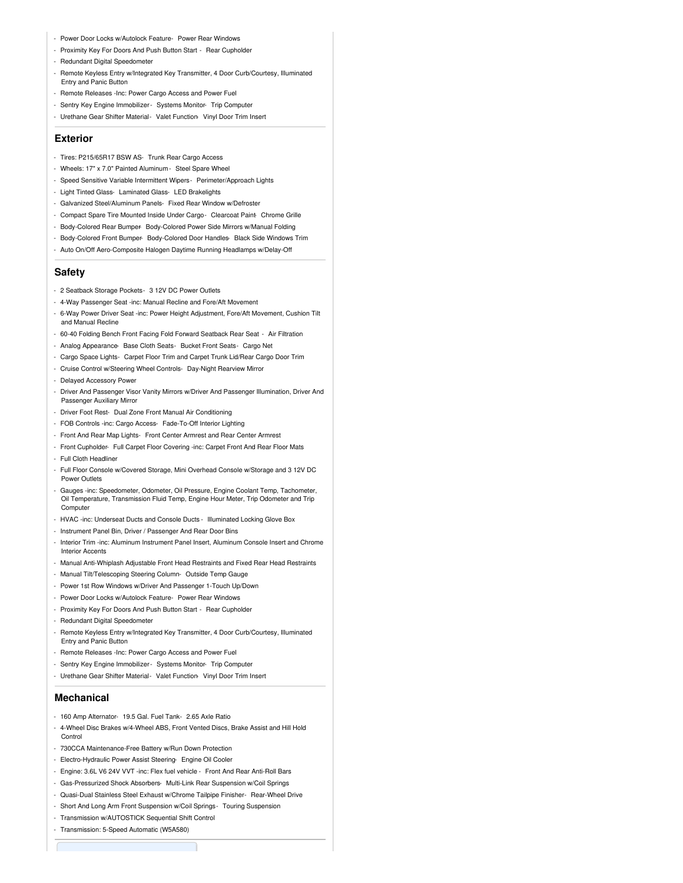- Power Door Locks w/Autolock Feature - Power Rear Windows
- Proximity Key For Doors And Push Button Start - Rear Cupholder
- Redundant Digital Speedometer
- Remote Keyless Entry w/Integrated Key Transmitter, 4 Door Curb/Courtesy, Illuminated Entry and Panic Button
- Remote Releases -Inc: Power Cargo Access and Power Fuel
- Sentry Key Engine Immobilizer - Systems Monitor - Trip Computer
- Urethane Gear Shifter Material - Valet Function - Vinyl Door Trim Insert

## Exterior

- Tires: P215/65R17 BSW AS - Trunk Rear Cargo Access
- Wheels: 17" x 7.0" Painted Aluminum - Steel Spare Wheel
- Speed Sensitive Variable Intermittent Wipers - Perimeter/Approach Lights
- Light Tinted Glass - Laminated Glass - LED Brakelights
- Galvanized Steel/Aluminum Panels - Fixed Rear Window w/Defroster
- Compact Spare Tire Mounted Inside Under Cargo - Clearcoat Paint - Chrome Grille
- Body-Colored Rear Bumper - Body-Colored Power Side Mirrors w/Manual Folding
- Body-Colored Front Bumper - Body-Colored Door Handles - Black Side Windows Trim
- Auto On/Off Aero-Composite Halogen Daytime Running Headlamps w/Delay-Off

## Safety

- 2 Seatback Storage Pockets - 3 12V DC Power Outlets
- 4-Way Passenger Seat -inc: Manual Recline and Fore/Aft Movement
- 6-Way Power Driver Seat -inc: Power Height Adjustment, Fore/Aft Movement, Cushion Tilt and Manual Recline
- 60-40 Folding Bench Front Facing Fold Forward Seatback Rear Seat - Air Filtration
- Analog Appearance - Base Cloth Seats - Bucket Front Seats - Cargo Net
- Cargo Space Lights - Carpet Floor Trim and Carpet Trunk Lid/Rear Cargo Door Trim
- Cruise Control w/Steering Wheel Controls - Day-Night Rearview Mirror
- Delayed Accessory Power
- Driver And Passenger Visor Vanity Mirrors w/Driver And Passenger Illumination, Driver And Passenger Auxiliary Mirror
- Driver Foot Rest - Dual Zone Front Manual Air Conditioning
- FOB Controls -inc: Cargo Access - Fade-To-Off Interior Lighting
- Front And Rear Map Lights - Front Center Armrest and Rear Center Armrest
- Front Cupholder - Full Carpet Floor Covering -inc: Carpet Front And Rear Floor Mats
- Full Cloth Headliner
- Full Floor Console w/Covered Storage, Mini Overhead Console w/Storage and 3 12V DC Power Outlets
- Gauges -inc: Speedometer, Odometer, Oil Pressure, Engine Coolant Temp, Tachometer, Oil Temperature, Transmission Fluid Temp, Engine Hour Meter, Trip Odometer and Trip Computer
- HVAC -inc: Underseat Ducts and Console Ducts - Illuminated Locking Glove Box
- Instrument Panel Bin, Driver / Passenger And Rear Door Bins
- Interior Trim -inc: Aluminum Instrument Panel Insert, Aluminum Console Insert and Chrome Interior Accents
- Manual Anti-Whiplash Adjustable Front Head Restraints and Fixed Rear Head Restraints
- Manual Tilt/Telescoping Steering Column - Outside Temp Gauge
- Power 1st Row Windows w/Driver And Passenger 1-Touch Up/Down
- Power Door Locks w/Autolock Feature - Power Rear Windows
- Proximity Key For Doors And Push Button Start - Rear Cupholder
- Redundant Digital Speedometer
- Remote Keyless Entry w/Integrated Key Transmitter, 4 Door Curb/Courtesy, Illuminated Entry and Panic Button
- Remote Releases -Inc: Power Cargo Access and Power Fuel
- Sentry Key Engine Immobilizer - Systems Monitor - Trip Computer
- Urethane Gear Shifter Material - Valet Function - Vinyl Door Trim Insert

## Mechanical

- 160 Amp Alternator - 19.5 Gal. Fuel Tank - 2.65 Axle Ratio
- 4-Wheel Disc Brakes w/4-Wheel ABS, Front Vented Discs, Brake Assist and Hill Hold Control
- 730CCA Maintenance-Free Battery w/Run Down Protection
- Electro-Hydraulic Power Assist Steering - Engine Oil Cooler
- Engine: 3.6L V6 24V VVT -inc: Flex fuel vehicle - Front And Rear Anti-Roll Bars
- Gas-Pressurized Shock Absorbers - Multi-Link Rear Suspension w/Coil Springs
- Quasi-Dual Stainless Steel Exhaust w/Chrome Tailpipe Finisher - Rear-Wheel Drive
- Short And Long Arm Front Suspension w/Coil Springs - Touring Suspension
- Transmission w/AUTOSTICK Sequential Shift Control
- Transmission: 5-Speed Automatic (W5A580)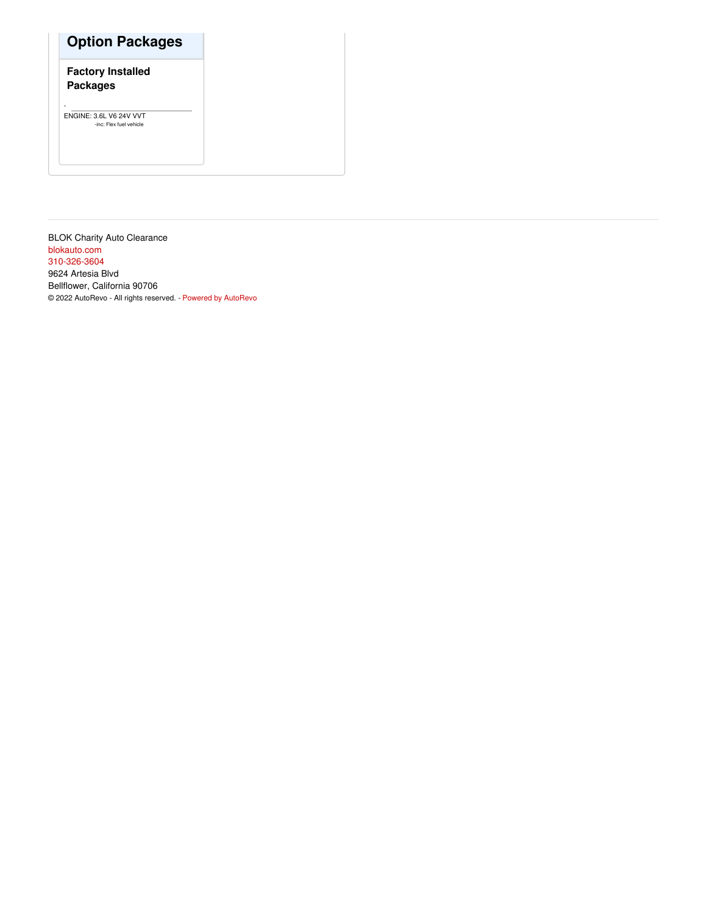## Option Packages

### Factory Installed Packages

-

ENGINE: 3.6L V6 24V VVT

-inc: Flex fuel vehicle

---

BLOK Charity Auto Clearance
blokauto.com
310-326-3604
9624 Artesia Blvd
Bellflower, California 90706
© 2022 AutoRevo - All rights reserved. - Powered by AutoRevo